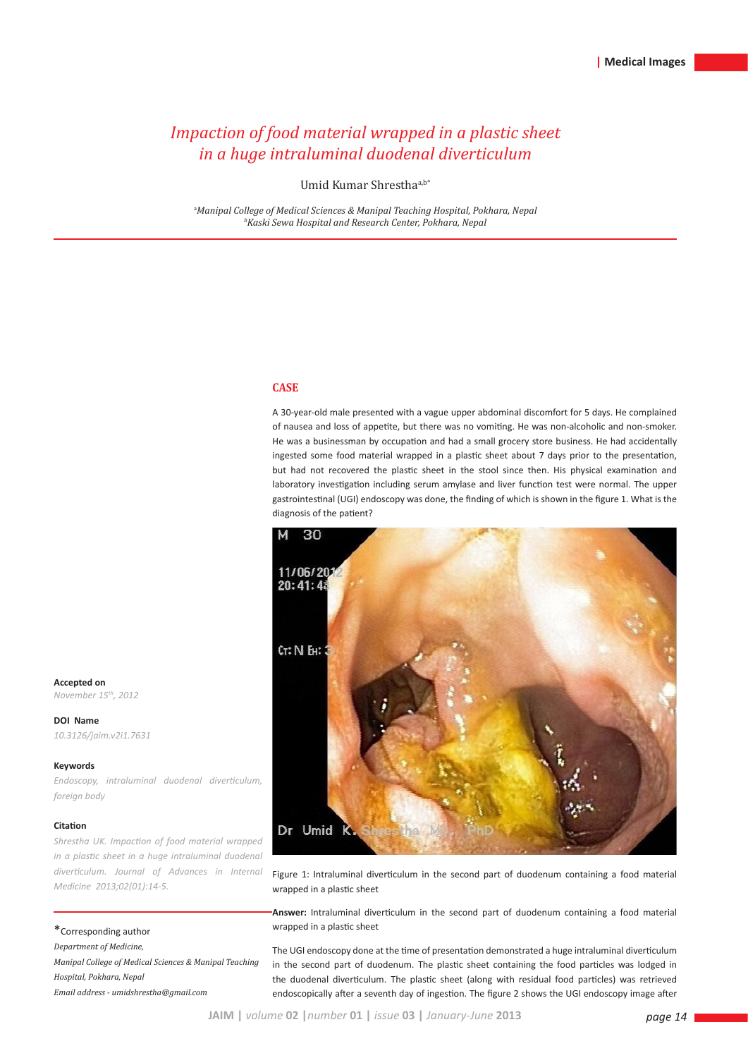Medical Images

# *Impaction of food material wrapped in a plastic sheet in a huge intraluminal duodenal diverticulum*

Umid Kumar Shrestha[a,b*]

[a]*Manipal College of Medical Sciences & Manipal Teaching Hospital, Pokhara, Nepal*
[b]*Kaski Sewa Hospital and Research Center, Pokhara, Nepal*

**Accepted on**
*November 15th, 2012*

**DOI Name**
*10.3126/jaim.v2i1.7631*

**Keywords**
*Endoscopy, intraluminal duodenal diverticulum, foreign body*

**Citation**
*Shrestha UK. Impaction of food material wrapped in a plastic sheet in a huge intraluminal duodenal diverticulum. Journal of Advances in Internal Medicine 2013;02(01):14-5.*

*Corresponding author
*Department of Medicine,*
*Manipal College of Medical Sciences & Manipal Teaching Hospital, Pokhara, Nepal*
*Email address - umidshrestha@gmail.com*

## CASE

A 30-year-old male presented with a vague upper abdominal discomfort for 5 days. He complained of nausea and loss of appetite, but there was no vomiting. He was non-alcoholic and non-smoker. He was a businessman by occupation and had a small grocery store business. He had accidentally ingested some food material wrapped in a plastic sheet about 7 days prior to the presentation, but had not recovered the plastic sheet in the stool since then. His physical examination and laboratory investigation including serum amylase and liver function test were normal. The upper gastrointestinal (UGI) endoscopy was done, the finding of which is shown in the figure 1. What is the diagnosis of the patient?

Figure 1: Intraluminal diverticulum in the second part of duodenum containing a food material wrapped in a plastic sheet

**Answer:** Intraluminal diverticulum in the second part of duodenum containing a food material wrapped in a plastic sheet

The UGI endoscopy done at the time of presentation demonstrated a huge intraluminal diverticulum in the second part of duodenum. The plastic sheet containing the food particles was lodged in the duodenal diverticulum. The plastic sheet (along with residual food particles) was retrieved endoscopically after a seventh day of ingestion. The figure 2 shows the UGI endoscopy image after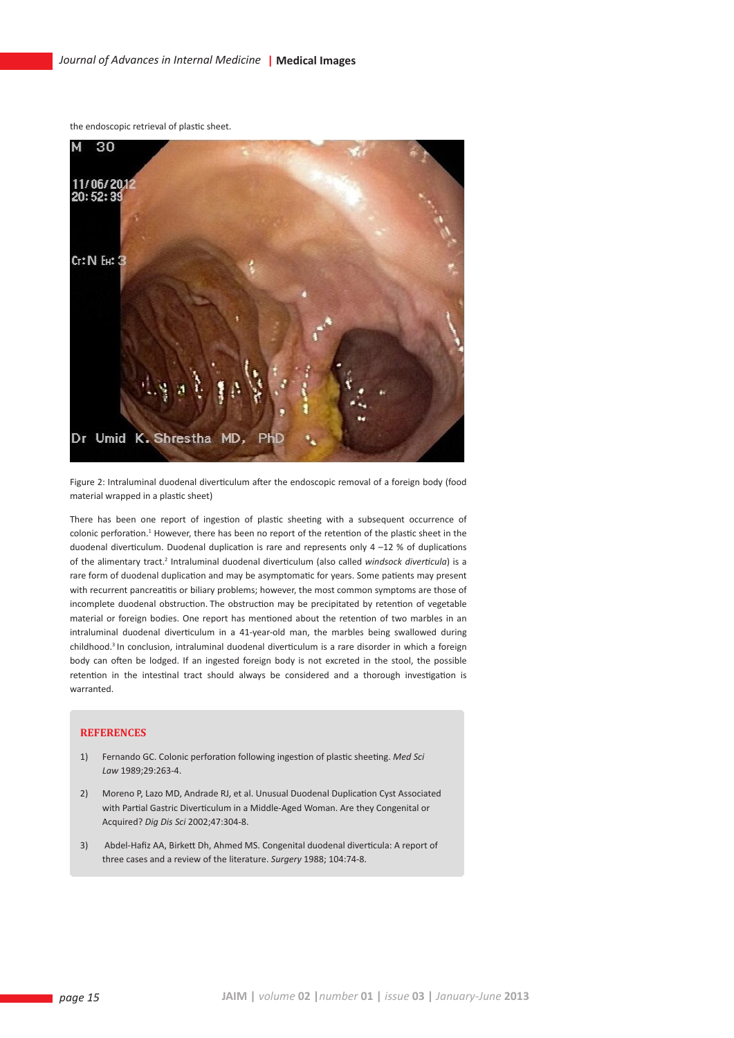the endoscopic retrieval of plastic sheet.

Figure 2: Intraluminal duodenal diverticulum after the endoscopic removal of a foreign body (food material wrapped in a plastic sheet)

There has been one report of ingestion of plastic sheeting with a subsequent occurrence of colonic perforation.[1] However, there has been no report of the retention of the plastic sheet in the duodenal diverticulum. Duodenal duplication is rare and represents only 4 –12 % of duplications of the alimentary tract.[2] Intraluminal duodenal diverticulum (also called *windsock diverticula*) is a rare form of duodenal duplication and may be asymptomatic for years. Some patients may present with recurrent pancreatitis or biliary problems; however, the most common symptoms are those of incomplete duodenal obstruction. The obstruction may be precipitated by retention of vegetable material or foreign bodies. One report has mentioned about the retention of two marbles in an intraluminal duodenal diverticulum in a 41-year-old man, the marbles being swallowed during childhood.[3] In conclusion, intraluminal duodenal diverticulum is a rare disorder in which a foreign body can often be lodged. If an ingested foreign body is not excreted in the stool, the possible retention in the intestinal tract should always be considered and a thorough investigation is warranted.

## REFERENCES

1) Fernando GC. Colonic perforation following ingestion of plastic sheeting. *Med Sci Law* 1989;29:263-4.
2) Moreno P, Lazo MD, Andrade RJ, et al. Unusual Duodenal Duplication Cyst Associated with Partial Gastric Diverticulum in a Middle-Aged Woman. Are they Congenital or Acquired? *Dig Dis Sci* 2002;47:304-8.
3) Abdel-Hafiz AA, Birkett Dh, Ahmed MS. Congenital duodenal diverticula: A report of three cases and a review of the literature. *Surgery* 1988; 104:74-8.